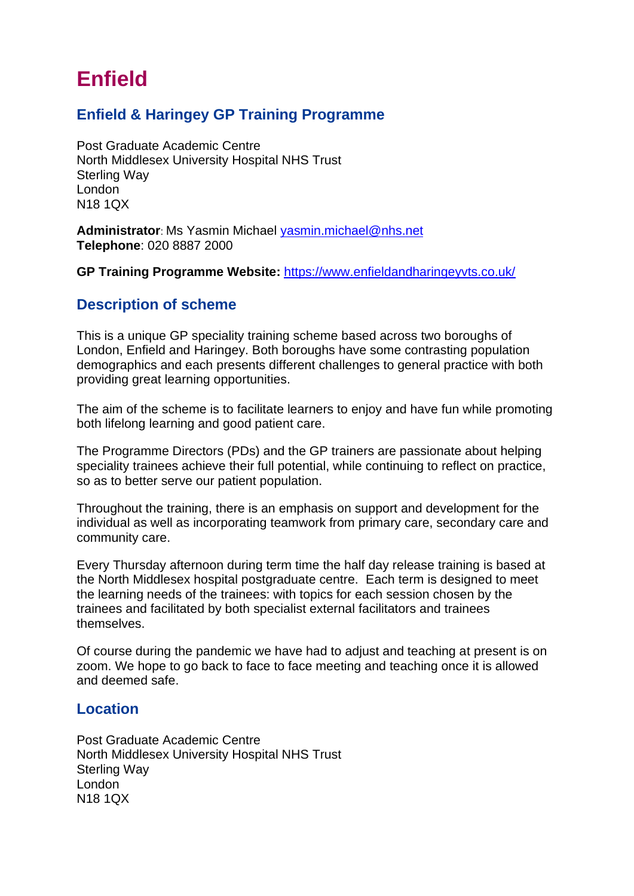# Enfield

## Enfield & Haringey GP Training Programme

Post Graduate Academic Centre  
North Middlesex University Hospital NHS Trust  
Sterling Way  
London  
N18 1QX

**Administrator**: Ms Yasmin Michael [yasmin.michael@nhs.net](mailto:yasmin.michael@nhs.net)  
**Telephone**: 020 8887 2000

**GP Training Programme Website:** [https://www.enfieldandharingeyvts.co.uk/](https://www.enfieldandharingeyvts.co.uk/)

## Description of scheme

This is a unique GP speciality training scheme based across two boroughs of London, Enfield and Haringey. Both boroughs have some contrasting population demographics and each presents different challenges to general practice with both providing great learning opportunities.

The aim of the scheme is to facilitate learners to enjoy and have fun while promoting both lifelong learning and good patient care.

The Programme Directors (PDs) and the GP trainers are passionate about helping speciality trainees achieve their full potential, while continuing to reflect on practice, so as to better serve our patient population.

Throughout the training, there is an emphasis on support and development for the individual as well as incorporating teamwork from primary care, secondary care and community care.

Every Thursday afternoon during term time the half day release training is based at the North Middlesex hospital postgraduate centre. Each term is designed to meet the learning needs of the trainees: with topics for each session chosen by the trainees and facilitated by both specialist external facilitators and trainees themselves.

Of course during the pandemic we have had to adjust and teaching at present is on zoom. We hope to go back to face to face meeting and teaching once it is allowed and deemed safe.

## Location

Post Graduate Academic Centre  
North Middlesex University Hospital NHS Trust  
Sterling Way  
London  
N18 1QX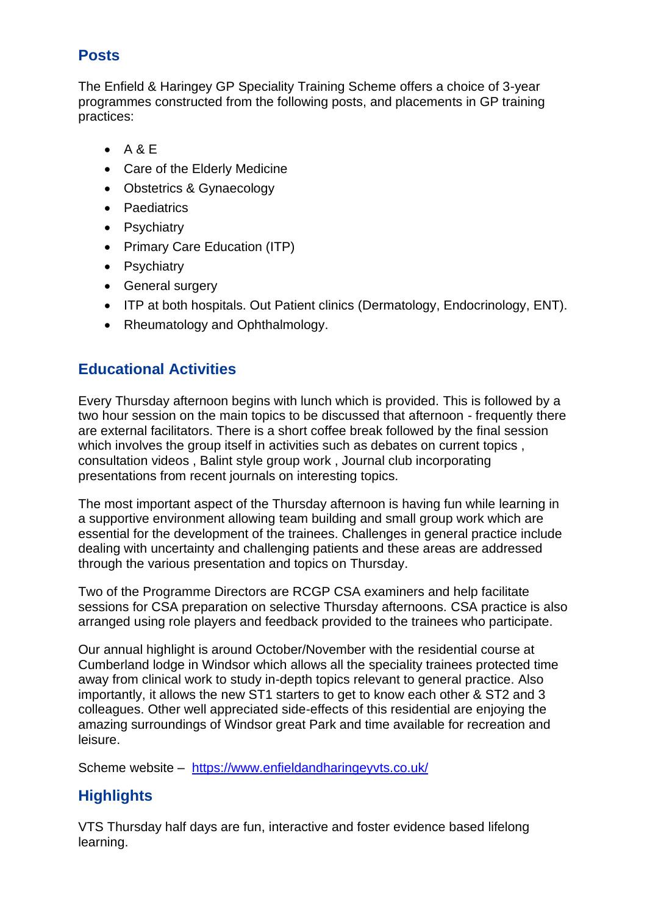## Posts

The Enfield & Haringey GP Speciality Training Scheme offers a choice of 3-year programmes constructed from the following posts, and placements in GP training practices:

- A & E
- Care of the Elderly Medicine
- Obstetrics & Gynaecology
- Paediatrics
- Psychiatry
- Primary Care Education (ITP)
- Psychiatry
- General surgery
- ITP at both hospitals. Out Patient clinics (Dermatology, Endocrinology, ENT).
- Rheumatology and Ophthalmology.

## Educational Activities

Every Thursday afternoon begins with lunch which is provided. This is followed by a two hour session on the main topics to be discussed that afternoon - frequently there are external facilitators. There is a short coffee break followed by the final session which involves the group itself in activities such as debates on current topics , consultation videos , Balint style group work , Journal club incorporating presentations from recent journals on interesting topics.

The most important aspect of the Thursday afternoon is having fun while learning in a supportive environment allowing team building and small group work which are essential for the development of the trainees. Challenges in general practice include dealing with uncertainty and challenging patients and these areas are addressed through the various presentation and topics on Thursday.

Two of the Programme Directors are RCGP CSA examiners and help facilitate sessions for CSA preparation on selective Thursday afternoons. CSA practice is also arranged using role players and feedback provided to the trainees who participate.

Our annual highlight is around October/November with the residential course at Cumberland lodge in Windsor which allows all the speciality trainees protected time away from clinical work to study in-depth topics relevant to general practice. Also importantly, it allows the new ST1 starters to get to know each other & ST2 and 3 colleagues. Other well appreciated side-effects of this residential are enjoying the amazing surroundings of Windsor great Park and time available for recreation and leisure.

Scheme website – https://www.enfieldandharingeyvts.co.uk/

## Highlights

VTS Thursday half days are fun, interactive and foster evidence based lifelong learning.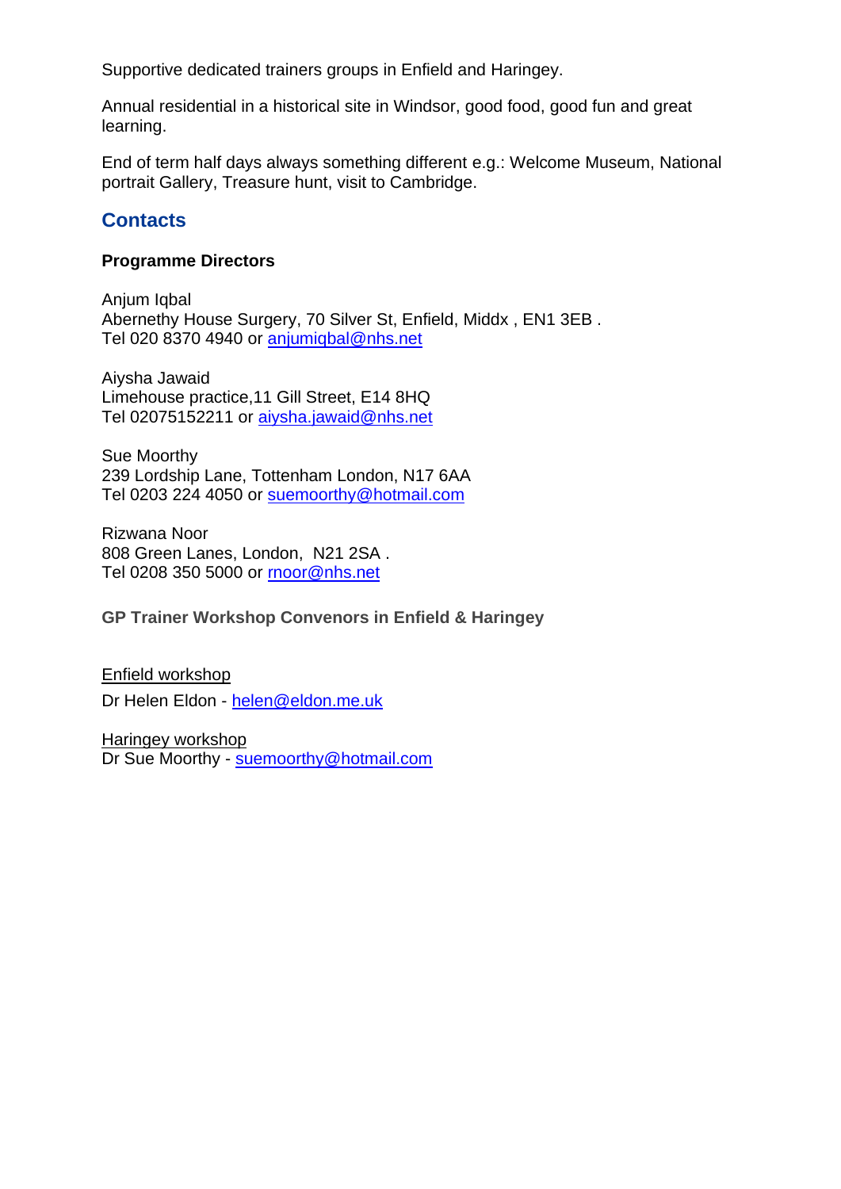Supportive dedicated trainers groups in Enfield and Haringey.

Annual residential in a historical site in Windsor, good food, good fun and great learning.

End of term half days always something different e.g.: Welcome Museum, National portrait Gallery, Treasure hunt, visit to Cambridge.

## Contacts

**Programme Directors**

Anjum Iqbal
Abernethy House Surgery, 70 Silver St, Enfield, Middx , EN1 3EB .
Tel 020 8370 4940 or anjumiqbal@nhs.net

Aiysha Jawaid
Limehouse practice,11 Gill Street, E14 8HQ
Tel 02075152211 or aiysha.jawaid@nhs.net

Sue Moorthy
239 Lordship Lane, Tottenham London, N17 6AA
Tel 0203 224 4050 or suemoorthy@hotmail.com

Rizwana Noor
808 Green Lanes, London, N21 2SA .
Tel 0208 350 5000 or rnoor@nhs.net

**GP Trainer Workshop Convenors in Enfield & Haringey**

Enfield workshop
Dr Helen Eldon - helen@eldon.me.uk

Haringey workshop
Dr Sue Moorthy - suemoorthy@hotmail.com